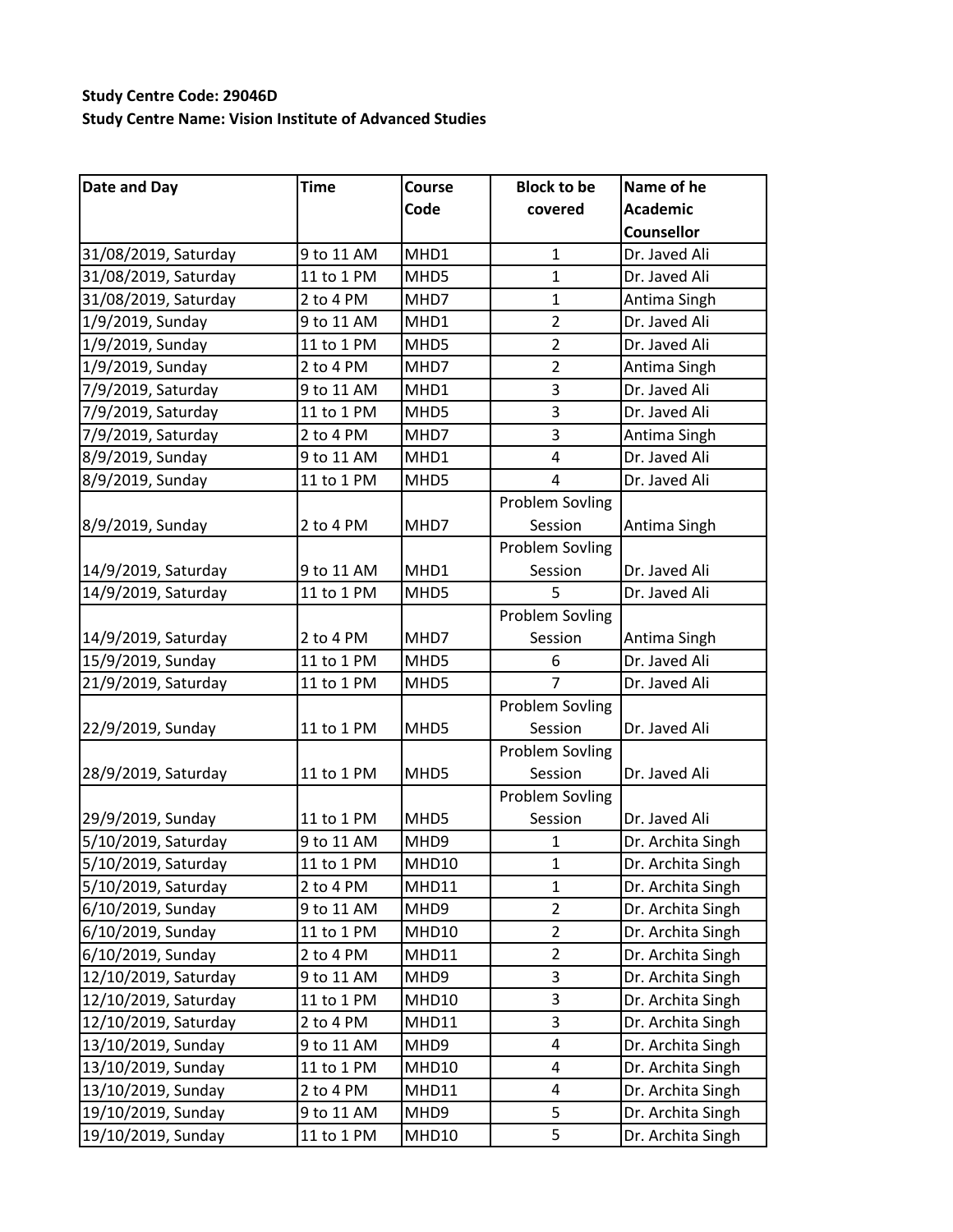**Study Centre Code: 29046D**

**Study Centre Name: Vision Institute of Advanced Studies**

| Date and Day | Time | Course Code | Block to be covered | Name of he Academic Counsellor |
|---|---|---|---|---|
| 31/08/2019, Saturday | 9 to 11 AM | MHD1 | 1 | Dr. Javed Ali |
| 31/08/2019, Saturday | 11 to 1 PM | MHD5 | 1 | Dr. Javed Ali |
| 31/08/2019, Saturday | 2 to 4 PM | MHD7 | 1 | Antima Singh |
| 1/9/2019, Sunday | 9 to 11 AM | MHD1 | 2 | Dr. Javed Ali |
| 1/9/2019, Sunday | 11 to 1 PM | MHD5 | 2 | Dr. Javed Ali |
| 1/9/2019, Sunday | 2 to 4 PM | MHD7 | 2 | Antima Singh |
| 7/9/2019, Saturday | 9 to 11 AM | MHD1 | 3 | Dr. Javed Ali |
| 7/9/2019, Saturday | 11 to 1 PM | MHD5 | 3 | Dr. Javed Ali |
| 7/9/2019, Saturday | 2 to 4 PM | MHD7 | 3 | Antima Singh |
| 8/9/2019, Sunday | 9 to 11 AM | MHD1 | 4 | Dr. Javed Ali |
| 8/9/2019, Sunday | 11 to 1 PM | MHD5 | 4 | Dr. Javed Ali |
| 8/9/2019, Sunday | 2 to 4 PM | MHD7 | Problem Sovling Session | Antima Singh |
| 14/9/2019, Saturday | 9 to 11 AM | MHD1 | Problem Sovling Session | Dr. Javed Ali |
| 14/9/2019, Saturday | 11 to 1 PM | MHD5 | 5 | Dr. Javed Ali |
| 14/9/2019, Saturday | 2 to 4 PM | MHD7 | Problem Sovling Session | Antima Singh |
| 15/9/2019, Sunday | 11 to 1 PM | MHD5 | 6 | Dr. Javed Ali |
| 21/9/2019, Saturday | 11 to 1 PM | MHD5 | 7 | Dr. Javed Ali |
| 22/9/2019, Sunday | 11 to 1 PM | MHD5 | Problem Sovling Session | Dr. Javed Ali |
| 28/9/2019, Saturday | 11 to 1 PM | MHD5 | Problem Sovling Session | Dr. Javed Ali |
| 29/9/2019, Sunday | 11 to 1 PM | MHD5 | Problem Sovling Session | Dr. Javed Ali |
| 5/10/2019, Saturday | 9 to 11 AM | MHD9 | 1 | Dr. Archita Singh |
| 5/10/2019, Saturday | 11 to 1 PM | MHD10 | 1 | Dr. Archita Singh |
| 5/10/2019, Saturday | 2 to 4 PM | MHD11 | 1 | Dr. Archita Singh |
| 6/10/2019, Sunday | 9 to 11 AM | MHD9 | 2 | Dr. Archita Singh |
| 6/10/2019, Sunday | 11 to 1 PM | MHD10 | 2 | Dr. Archita Singh |
| 6/10/2019, Sunday | 2 to 4 PM | MHD11 | 2 | Dr. Archita Singh |
| 12/10/2019, Saturday | 9 to 11 AM | MHD9 | 3 | Dr. Archita Singh |
| 12/10/2019, Saturday | 11 to 1 PM | MHD10 | 3 | Dr. Archita Singh |
| 12/10/2019, Saturday | 2 to 4 PM | MHD11 | 3 | Dr. Archita Singh |
| 13/10/2019, Sunday | 9 to 11 AM | MHD9 | 4 | Dr. Archita Singh |
| 13/10/2019, Sunday | 11 to 1 PM | MHD10 | 4 | Dr. Archita Singh |
| 13/10/2019, Sunday | 2 to 4 PM | MHD11 | 4 | Dr. Archita Singh |
| 19/10/2019, Sunday | 9 to 11 AM | MHD9 | 5 | Dr. Archita Singh |
| 19/10/2019, Sunday | 11 to 1 PM | MHD10 | 5 | Dr. Archita Singh |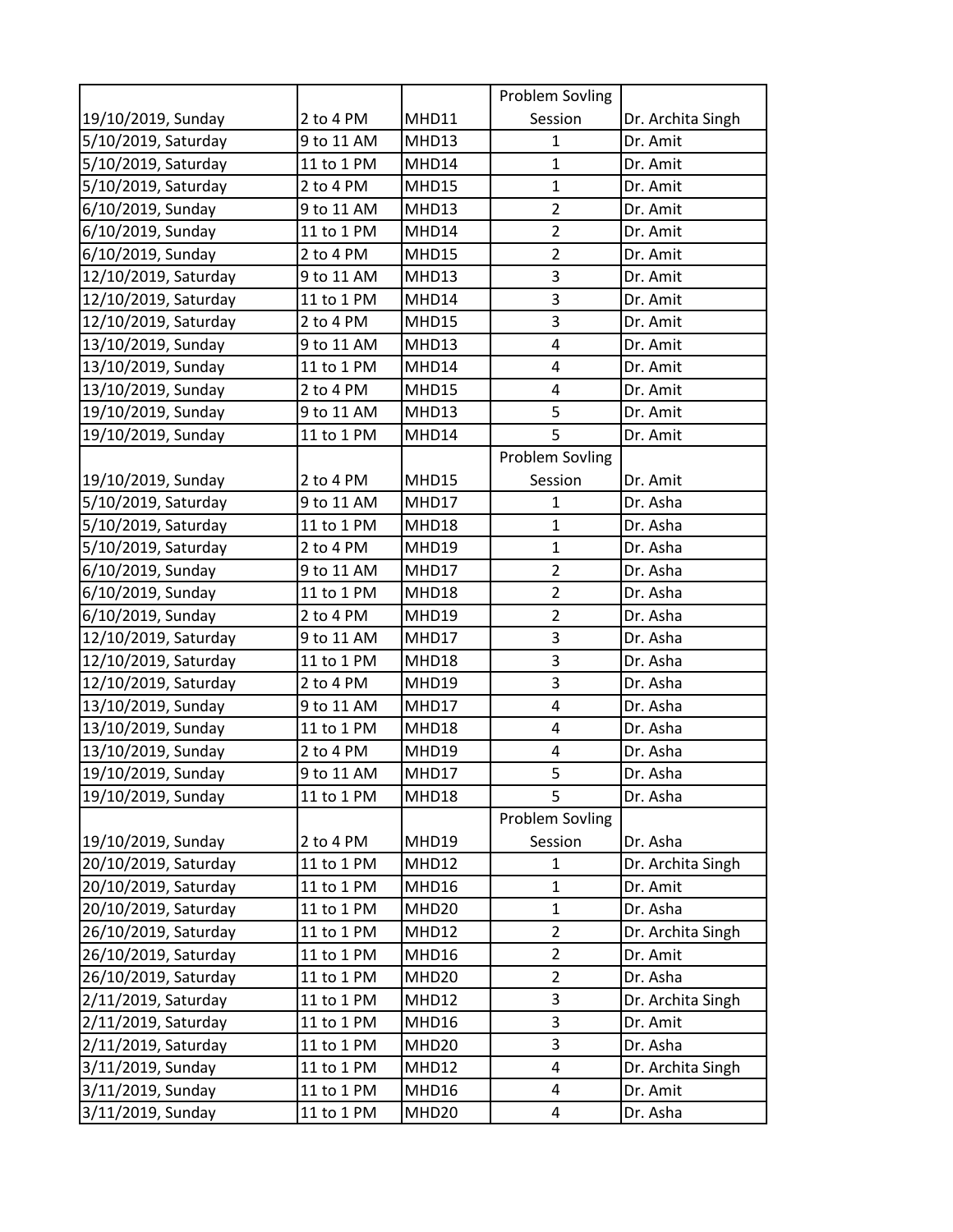| | | | | |
|---|---|---|---|---|
| 19/10/2019, Sunday | 2 to 4 PM | MHD11 | Problem Sovling Session | Dr. Archita Singh |
| 5/10/2019, Saturday | 9 to 11 AM | MHD13 | 1 | Dr. Amit |
| 5/10/2019, Saturday | 11 to 1 PM | MHD14 | 1 | Dr. Amit |
| 5/10/2019, Saturday | 2 to 4 PM | MHD15 | 1 | Dr. Amit |
| 6/10/2019, Sunday | 9 to 11 AM | MHD13 | 2 | Dr. Amit |
| 6/10/2019, Sunday | 11 to 1 PM | MHD14 | 2 | Dr. Amit |
| 6/10/2019, Sunday | 2 to 4 PM | MHD15 | 2 | Dr. Amit |
| 12/10/2019, Saturday | 9 to 11 AM | MHD13 | 3 | Dr. Amit |
| 12/10/2019, Saturday | 11 to 1 PM | MHD14 | 3 | Dr. Amit |
| 12/10/2019, Saturday | 2 to 4 PM | MHD15 | 3 | Dr. Amit |
| 13/10/2019, Sunday | 9 to 11 AM | MHD13 | 4 | Dr. Amit |
| 13/10/2019, Sunday | 11 to 1 PM | MHD14 | 4 | Dr. Amit |
| 13/10/2019, Sunday | 2 to 4 PM | MHD15 | 4 | Dr. Amit |
| 19/10/2019, Sunday | 9 to 11 AM | MHD13 | 5 | Dr. Amit |
| 19/10/2019, Sunday | 11 to 1 PM | MHD14 | 5 | Dr. Amit |
| 19/10/2019, Sunday | 2 to 4 PM | MHD15 | Problem Sovling Session | Dr. Amit |
| 5/10/2019, Saturday | 9 to 11 AM | MHD17 | 1 | Dr. Asha |
| 5/10/2019, Saturday | 11 to 1 PM | MHD18 | 1 | Dr. Asha |
| 5/10/2019, Saturday | 2 to 4 PM | MHD19 | 1 | Dr. Asha |
| 6/10/2019, Sunday | 9 to 11 AM | MHD17 | 2 | Dr. Asha |
| 6/10/2019, Sunday | 11 to 1 PM | MHD18 | 2 | Dr. Asha |
| 6/10/2019, Sunday | 2 to 4 PM | MHD19 | 2 | Dr. Asha |
| 12/10/2019, Saturday | 9 to 11 AM | MHD17 | 3 | Dr. Asha |
| 12/10/2019, Saturday | 11 to 1 PM | MHD18 | 3 | Dr. Asha |
| 12/10/2019, Saturday | 2 to 4 PM | MHD19 | 3 | Dr. Asha |
| 13/10/2019, Sunday | 9 to 11 AM | MHD17 | 4 | Dr. Asha |
| 13/10/2019, Sunday | 11 to 1 PM | MHD18 | 4 | Dr. Asha |
| 13/10/2019, Sunday | 2 to 4 PM | MHD19 | 4 | Dr. Asha |
| 19/10/2019, Sunday | 9 to 11 AM | MHD17 | 5 | Dr. Asha |
| 19/10/2019, Sunday | 11 to 1 PM | MHD18 | 5 | Dr. Asha |
| 19/10/2019, Sunday | 2 to 4 PM | MHD19 | Problem Sovling Session | Dr. Asha |
| 20/10/2019, Saturday | 11 to 1 PM | MHD12 | 1 | Dr. Archita Singh |
| 20/10/2019, Saturday | 11 to 1 PM | MHD16 | 1 | Dr. Amit |
| 20/10/2019, Saturday | 11 to 1 PM | MHD20 | 1 | Dr. Asha |
| 26/10/2019, Saturday | 11 to 1 PM | MHD12 | 2 | Dr. Archita Singh |
| 26/10/2019, Saturday | 11 to 1 PM | MHD16 | 2 | Dr. Amit |
| 26/10/2019, Saturday | 11 to 1 PM | MHD20 | 2 | Dr. Asha |
| 2/11/2019, Saturday | 11 to 1 PM | MHD12 | 3 | Dr. Archita Singh |
| 2/11/2019, Saturday | 11 to 1 PM | MHD16 | 3 | Dr. Amit |
| 2/11/2019, Saturday | 11 to 1 PM | MHD20 | 3 | Dr. Asha |
| 3/11/2019, Sunday | 11 to 1 PM | MHD12 | 4 | Dr. Archita Singh |
| 3/11/2019, Sunday | 11 to 1 PM | MHD16 | 4 | Dr. Amit |
| 3/11/2019, Sunday | 11 to 1 PM | MHD20 | 4 | Dr. Asha |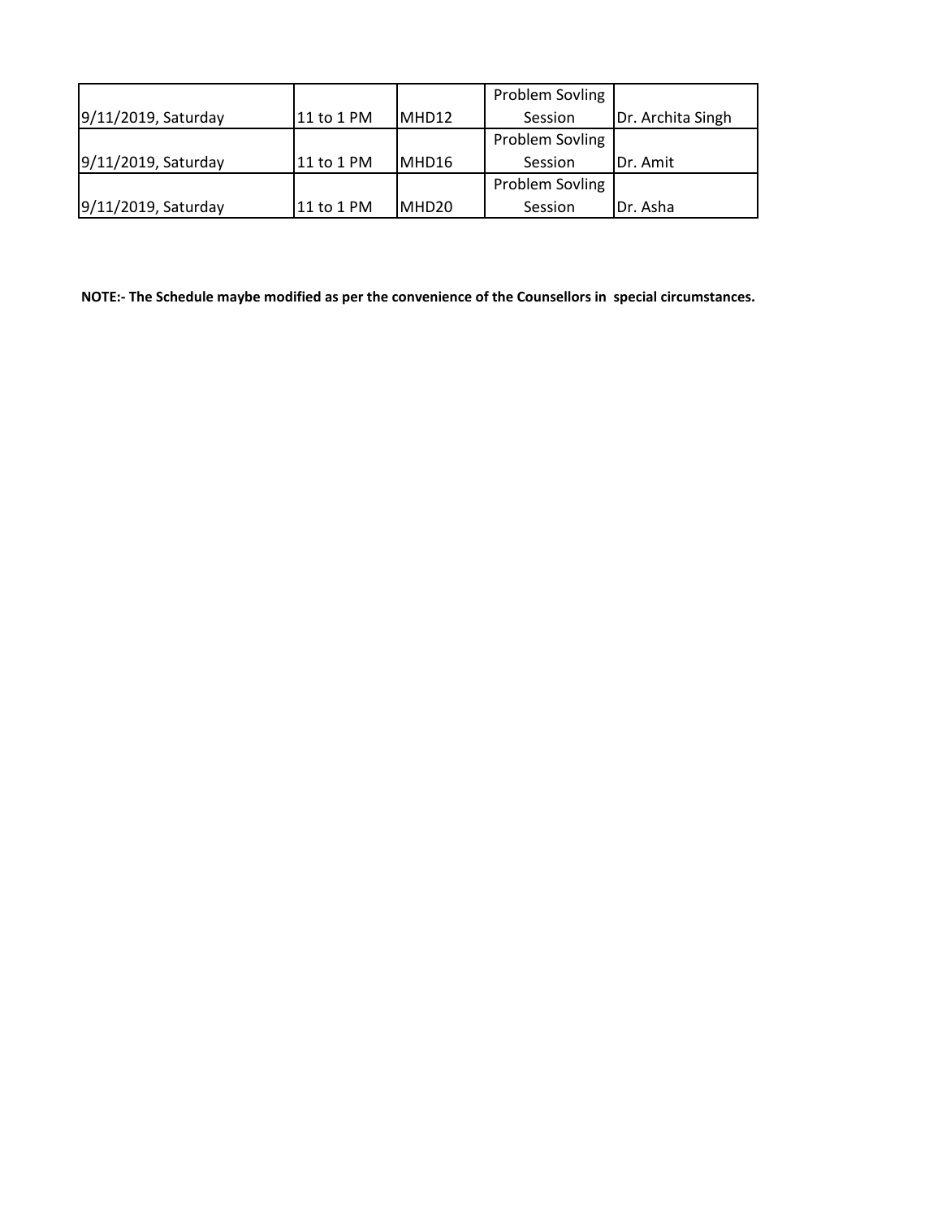| | | | | |
|---|---|---|---|---|
| 9/11/2019, Saturday | 11 to 1 PM | MHD12 | Problem Sovling Session | Dr. Archita Singh |
| 9/11/2019, Saturday | 11 to 1 PM | MHD16 | Problem Sovling Session | Dr. Amit |
| 9/11/2019, Saturday | 11 to 1 PM | MHD20 | Problem Sovling Session | Dr. Asha |

**NOTE:- The Schedule maybe modified as per the convenience of the Counsellors in special circumstances.**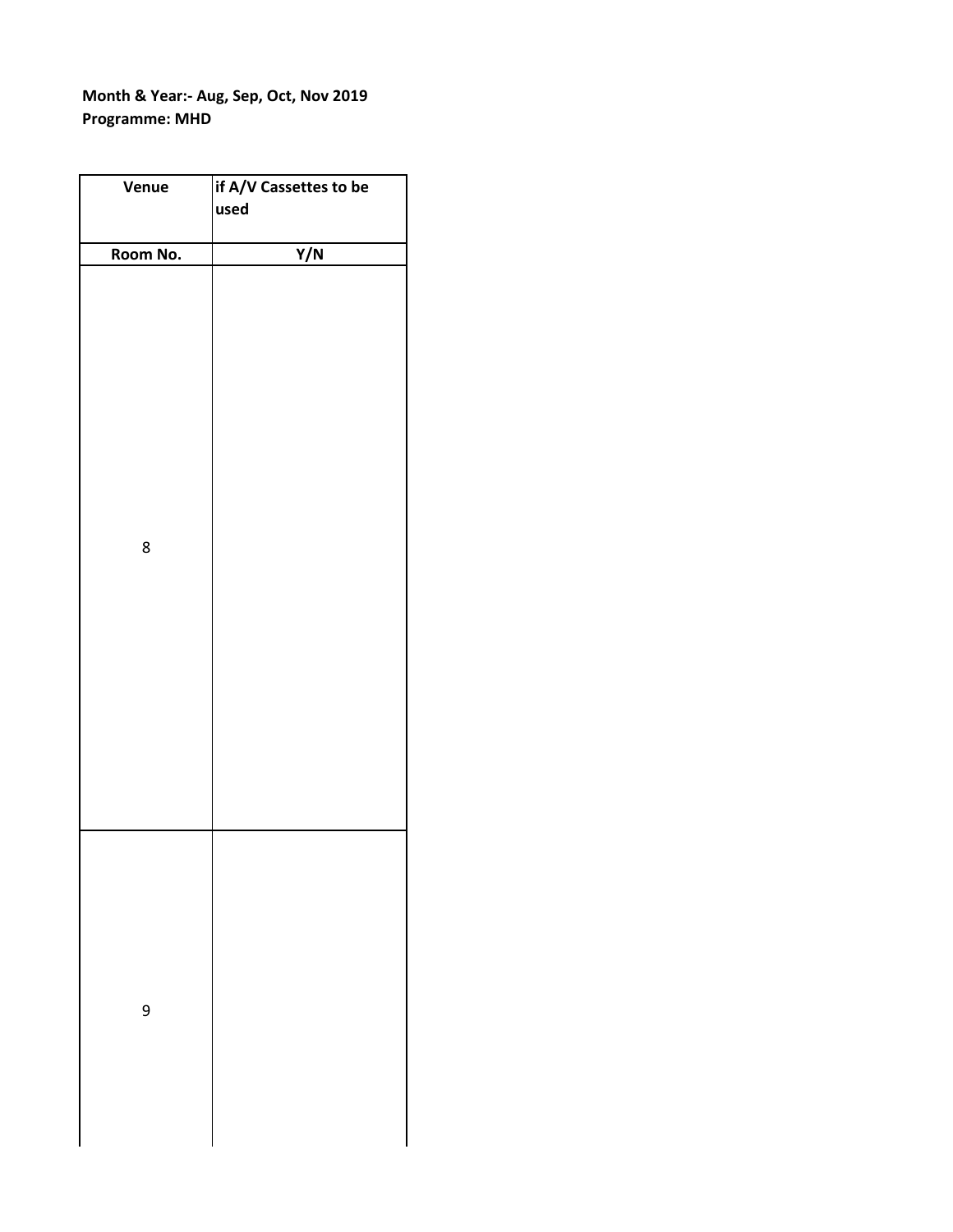**Month & Year:- Aug, Sep, Oct, Nov 2019**
**Programme: MHD**

| Venue | if A/V Cassettes to be used |
|---|---|
| Room No. | Y/N |
| 8 | |
| 9 | |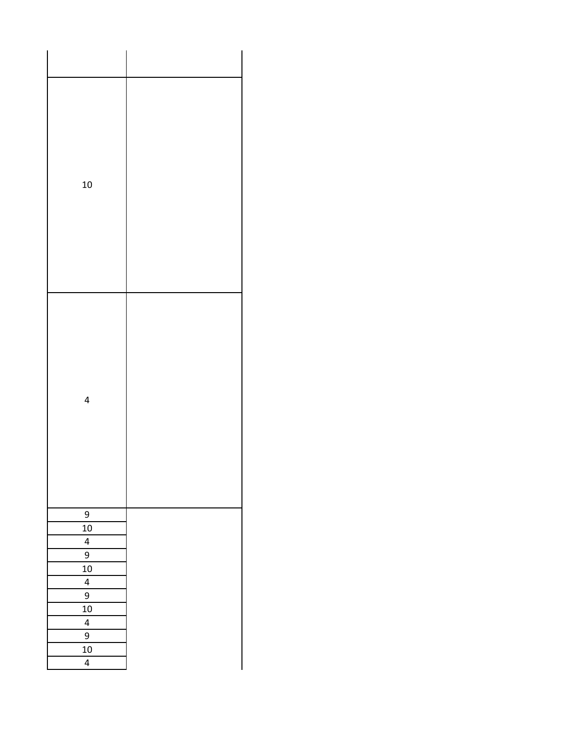| | |
|---|---|
| 10 | |
| 4 | |
| 9 | |
| 10 | |
| 4 | |
| 9 | |
| 10 | |
| 4 | |
| 9 | |
| 10 | |
| 4 | |
| 9 | |
| 10 | |
| 4 | |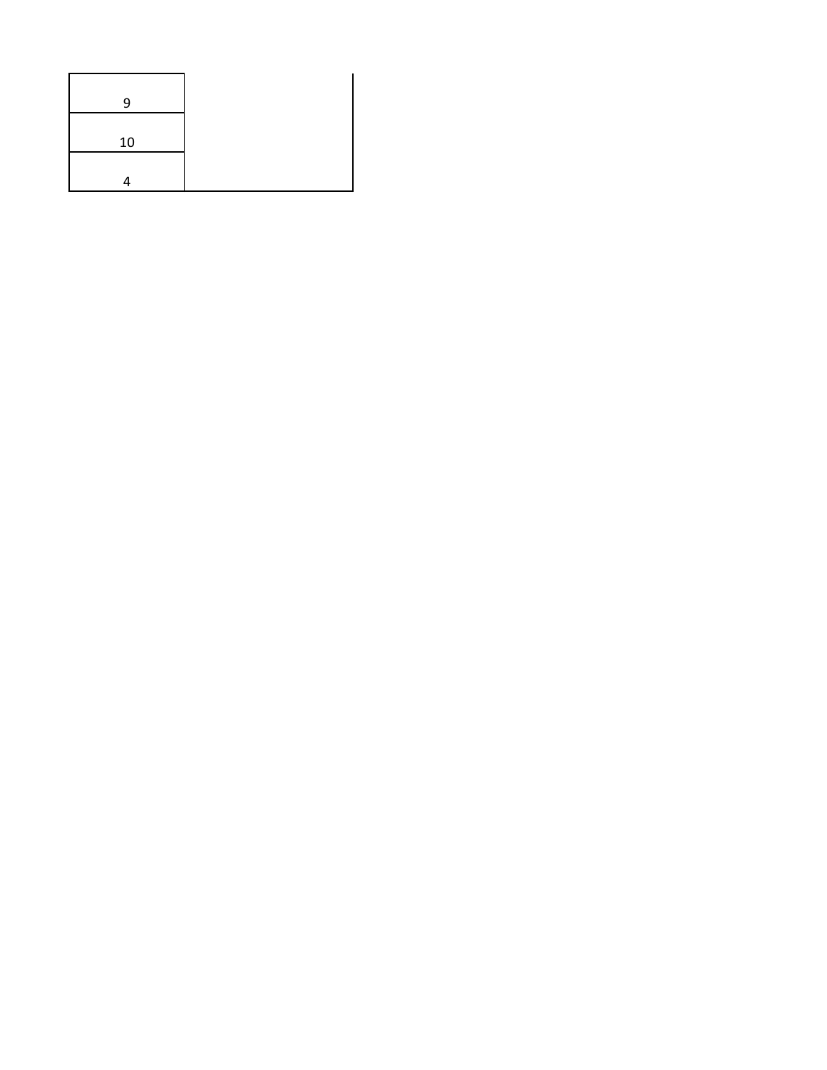| | |
|---|---|
| 9 | |
| 10 | |
| 4 | |